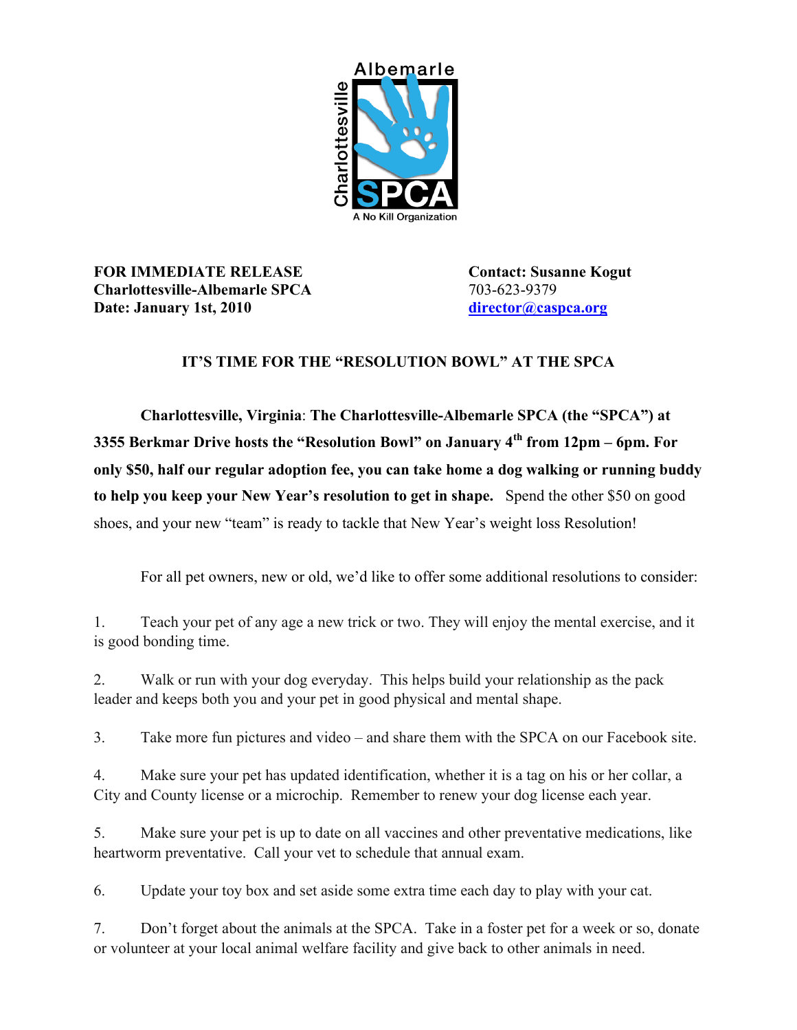**FOR IMMEDIATE RELEASE**
**Charlottesville-Albemarle SPCA**
**Date: January 1st, 2010**

**Contact: Susanne Kogut**
703-623-9379
director@caspca.org

## IT'S TIME FOR THE "RESOLUTION BOWL" AT THE SPCA

**Charlottesville, Virginia**: **The Charlottesville-Albemarle SPCA (the "SPCA") at 3355 Berkmar Drive hosts the "Resolution Bowl" on January 4th from 12pm – 6pm. For only $50, half our regular adoption fee, you can take home a dog walking or running buddy to help you keep your New Year's resolution to get in shape.** Spend the other $50 on good shoes, and your new "team" is ready to tackle that New Year's weight loss Resolution!

For all pet owners, new or old, we'd like to offer some additional resolutions to consider:

1. Teach your pet of any age a new trick or two. They will enjoy the mental exercise, and it is good bonding time.

2. Walk or run with your dog everyday. This helps build your relationship as the pack leader and keeps both you and your pet in good physical and mental shape.

3. Take more fun pictures and video – and share them with the SPCA on our Facebook site.

4. Make sure your pet has updated identification, whether it is a tag on his or her collar, a City and County license or a microchip. Remember to renew your dog license each year.

5. Make sure your pet is up to date on all vaccines and other preventative medications, like heartworm preventative. Call your vet to schedule that annual exam.

6. Update your toy box and set aside some extra time each day to play with your cat.

7. Don't forget about the animals at the SPCA. Take in a foster pet for a week or so, donate or volunteer at your local animal welfare facility and give back to other animals in need.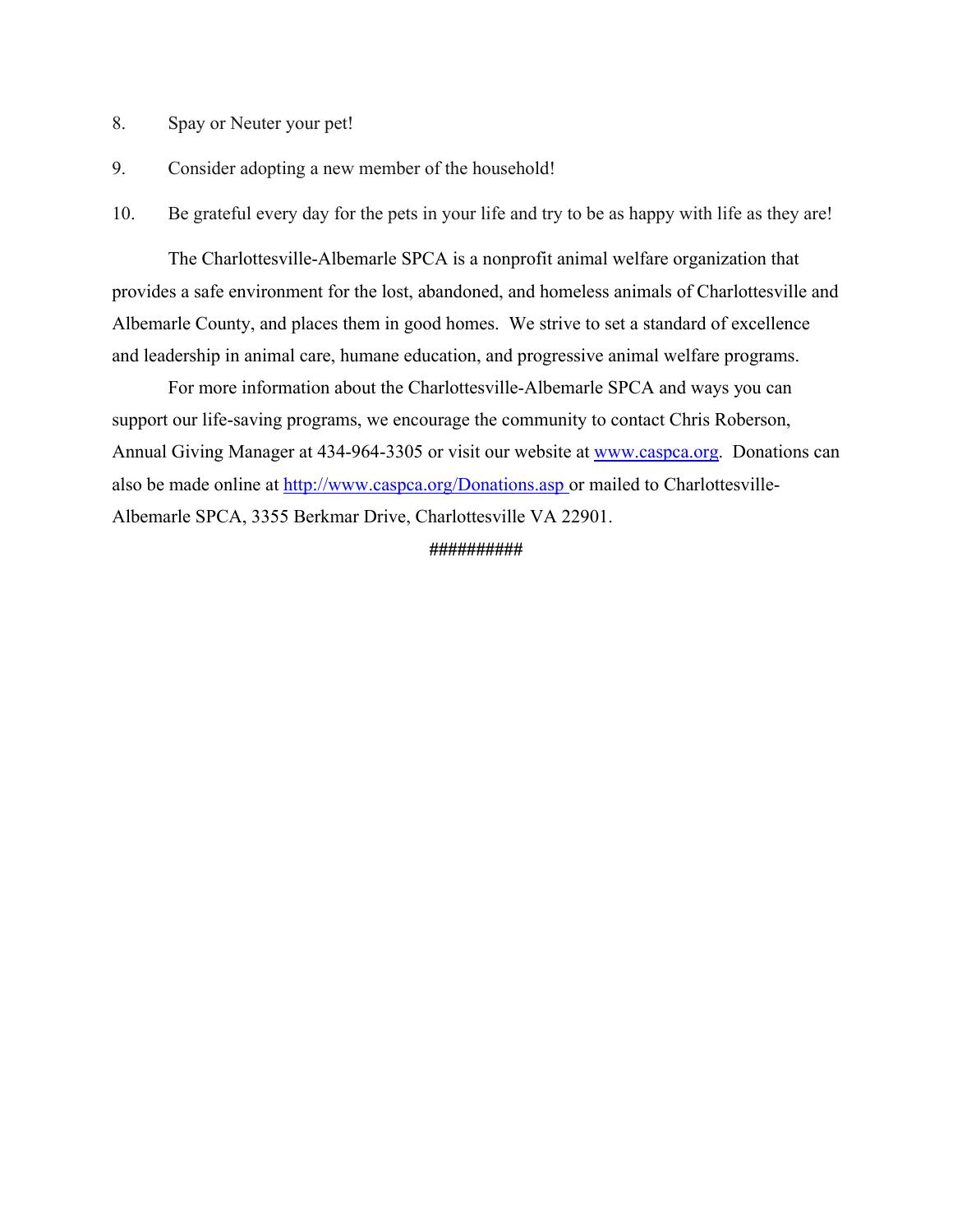8. Spay or Neuter your pet!

9. Consider adopting a new member of the household!

10. Be grateful every day for the pets in your life and try to be as happy with life as they are!

The Charlottesville-Albemarle SPCA is a nonprofit animal welfare organization that provides a safe environment for the lost, abandoned, and homeless animals of Charlottesville and Albemarle County, and places them in good homes. We strive to set a standard of excellence and leadership in animal care, humane education, and progressive animal welfare programs.

For more information about the Charlottesville-Albemarle SPCA and ways you can support our life-saving programs, we encourage the community to contact Chris Roberson, Annual Giving Manager at 434-964-3305 or visit our website at [www.caspca.org](http://www.caspca.org). Donations can also be made online at [http://www.caspca.org/Donations.asp](http://www.caspca.org/Donations.asp) or mailed to Charlottesville-Albemarle SPCA, 3355 Berkmar Drive, Charlottesville VA 22901.

##########